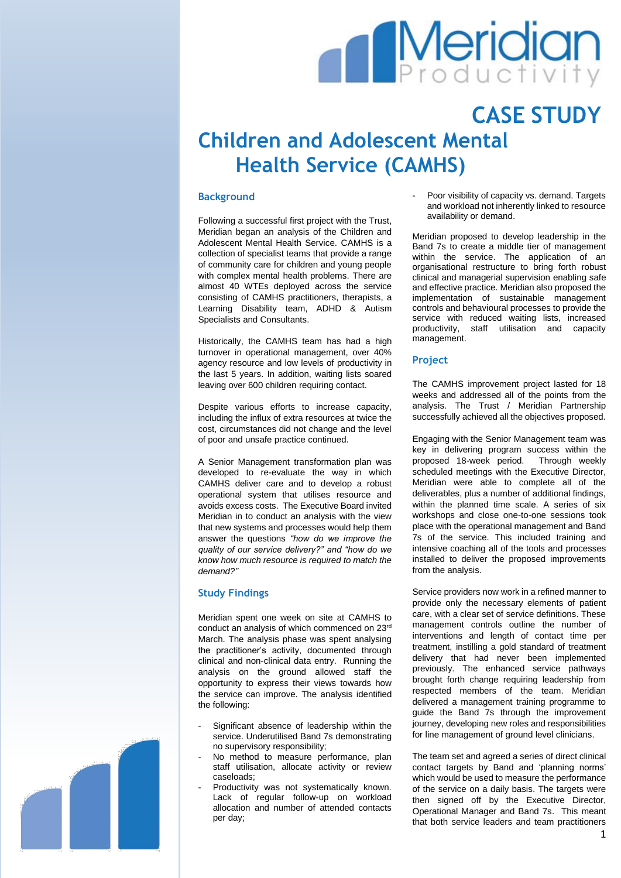# CASE STUDY

# Children and Adolescent Mental Health Service (CAMHS)

## Background

Following a successful first project with the Trust, Meridian began an analysis of the Children and Adolescent Mental Health Service. CAMHS is a collection of specialist teams that provide a range of community care for children and young people with complex mental health problems. There are almost 40 WTEs deployed across the service consisting of CAMHS practitioners, therapists, a Learning Disability team, ADHD & Autism Specialists and Consultants.

Historically, the CAMHS team has had a high turnover in operational management, over 40% agency resource and low levels of productivity in the last 5 years. In addition, waiting lists soared leaving over 600 children requiring contact.

Despite various efforts to increase capacity, including the influx of extra resources at twice the cost, circumstances did not change and the level of poor and unsafe practice continued.

A Senior Management transformation plan was developed to re-evaluate the way in which CAMHS deliver care and to develop a robust operational system that utilises resource and avoids excess costs. The Executive Board invited Meridian in to conduct an analysis with the view that new systems and processes would help them answer the questions *"how do we improve the quality of our service delivery?"* and *"how do we know how much resource is required to match the demand?"*

## Study Findings

Meridian spent one week on site at CAMHS to conduct an analysis of which commenced on 23rd March. The analysis phase was spent analysing the practitioner's activity, documented through clinical and non-clinical data entry. Running the analysis on the ground allowed staff the opportunity to express their views towards how the service can improve. The analysis identified the following:

- Significant absence of leadership within the service. Underutilised Band 7s demonstrating no supervisory responsibility;
- No method to measure performance, plan staff utilisation, allocate activity or review caseloads;
- Productivity was not systematically known. Lack of regular follow-up on workload allocation and number of attended contacts per day;
- Poor visibility of capacity vs. demand. Targets and workload not inherently linked to resource availability or demand.

Meridian proposed to develop leadership in the Band 7s to create a middle tier of management within the service. The application of an organisational restructure to bring forth robust clinical and managerial supervision enabling safe and effective practice. Meridian also proposed the implementation of sustainable management controls and behavioural processes to provide the service with reduced waiting lists, increased productivity, staff utilisation and capacity management.

## Project

The CAMHS improvement project lasted for 18 weeks and addressed all of the points from the analysis. The Trust / Meridian Partnership successfully achieved all the objectives proposed.

Engaging with the Senior Management team was key in delivering program success within the proposed 18-week period. Through weekly scheduled meetings with the Executive Director, Meridian were able to complete all of the deliverables, plus a number of additional findings, within the planned time scale. A series of six workshops and close one-to-one sessions took place with the operational management and Band 7s of the service. This included training and intensive coaching all of the tools and processes installed to deliver the proposed improvements from the analysis.

Service providers now work in a refined manner to provide only the necessary elements of patient care, with a clear set of service definitions. These management controls outline the number of interventions and length of contact time per treatment, instilling a gold standard of treatment delivery that had never been implemented previously. The enhanced service pathways brought forth change requiring leadership from respected members of the team. Meridian delivered a management training programme to guide the Band 7s through the improvement journey, developing new roles and responsibilities for line management of ground level clinicians.

The team set and agreed a series of direct clinical contact targets by Band and 'planning norms' which would be used to measure the performance of the service on a daily basis. The targets were then signed off by the Executive Director, Operational Manager and Band 7s. This meant that both service leaders and team practitioners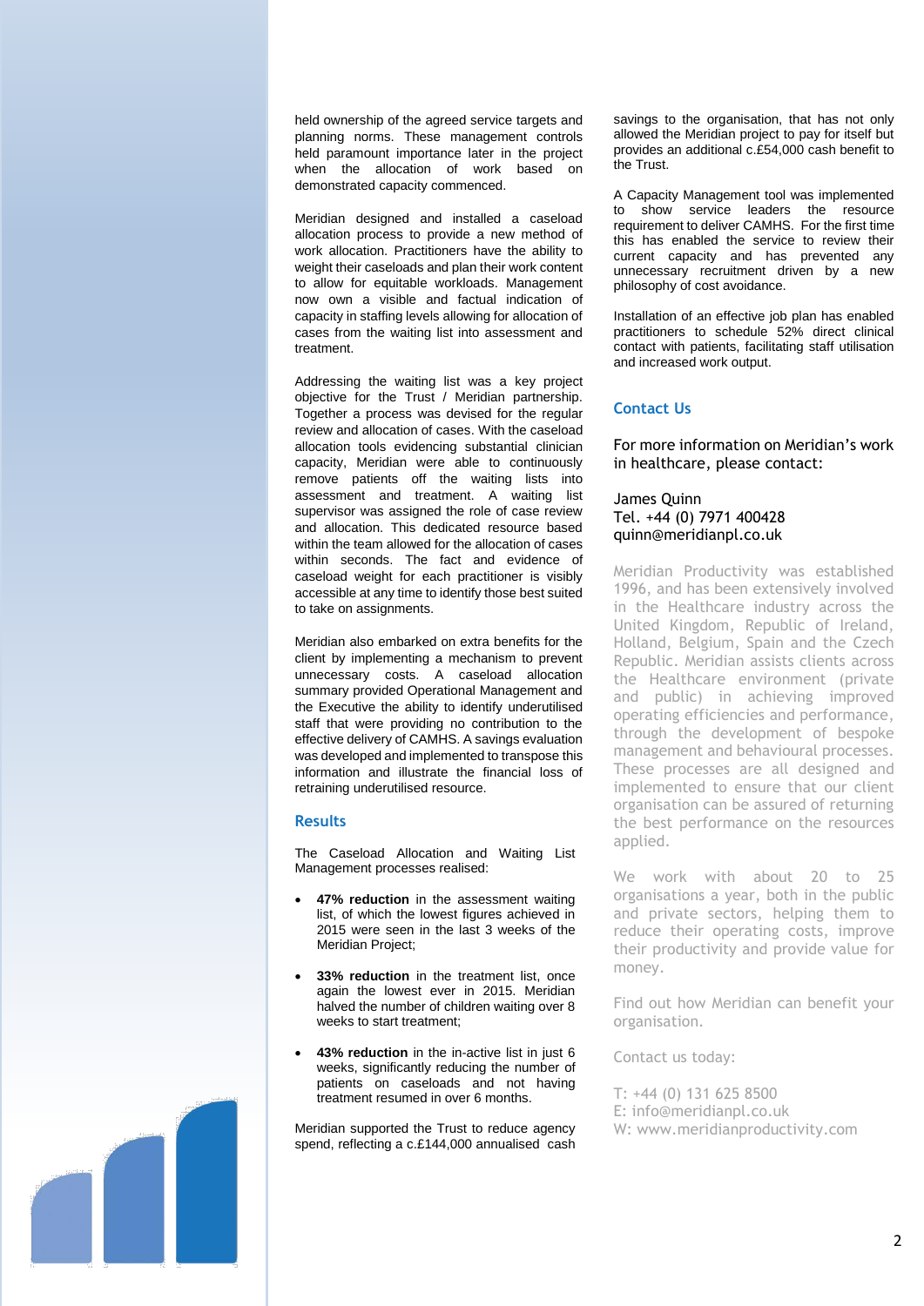held ownership of the agreed service targets and planning norms. These management controls held paramount importance later in the project when the allocation of work based on demonstrated capacity commenced.

Meridian designed and installed a caseload allocation process to provide a new method of work allocation. Practitioners have the ability to weight their caseloads and plan their work content to allow for equitable workloads. Management now own a visible and factual indication of capacity in staffing levels allowing for allocation of cases from the waiting list into assessment and treatment.

Addressing the waiting list was a key project objective for the Trust / Meridian partnership. Together a process was devised for the regular review and allocation of cases. With the caseload allocation tools evidencing substantial clinician capacity, Meridian were able to continuously remove patients off the waiting lists into assessment and treatment. A waiting list supervisor was assigned the role of case review and allocation. This dedicated resource based within the team allowed for the allocation of cases within seconds. The fact and evidence of caseload weight for each practitioner is visibly accessible at any time to identify those best suited to take on assignments.

Meridian also embarked on extra benefits for the client by implementing a mechanism to prevent unnecessary costs. A caseload allocation summary provided Operational Management and the Executive the ability to identify underutilised staff that were providing no contribution to the effective delivery of CAMHS. A savings evaluation was developed and implemented to transpose this information and illustrate the financial loss of retraining underutilised resource.

## Results

The Caseload Allocation and Waiting List Management processes realised:

- **47% reduction** in the assessment waiting list, of which the lowest figures achieved in 2015 were seen in the last 3 weeks of the Meridian Project;
- **33% reduction** in the treatment list, once again the lowest ever in 2015. Meridian halved the number of children waiting over 8 weeks to start treatment;
- **43% reduction** in the in-active list in just 6 weeks, significantly reducing the number of patients on caseloads and not having treatment resumed in over 6 months.

Meridian supported the Trust to reduce agency spend, reflecting a c.£144,000 annualised cash savings to the organisation, that has not only allowed the Meridian project to pay for itself but provides an additional c.£54,000 cash benefit to the Trust.

A Capacity Management tool was implemented to show service leaders the resource requirement to deliver CAMHS. For the first time this has enabled the service to review their current capacity and has prevented any unnecessary recruitment driven by a new philosophy of cost avoidance.

Installation of an effective job plan has enabled practitioners to schedule 52% direct clinical contact with patients, facilitating staff utilisation and increased work output.

## Contact Us

For more information on Meridian's work in healthcare, please contact:

James Quinn
Tel. +44 (0) 7971 400428
quinn@meridianpl.co.uk

Meridian Productivity was established 1996, and has been extensively involved in the Healthcare industry across the United Kingdom, Republic of Ireland, Holland, Belgium, Spain and the Czech Republic. Meridian assists clients across the Healthcare environment (private and public) in achieving improved operating efficiencies and performance, through the development of bespoke management and behavioural processes. These processes are all designed and implemented to ensure that our client organisation can be assured of returning the best performance on the resources applied.

We work with about 20 to 25 organisations a year, both in the public and private sectors, helping them to reduce their operating costs, improve their productivity and provide value for money.

Find out how Meridian can benefit your organisation.

Contact us today:

T: +44 (0) 131 625 8500
E: info@meridianpl.co.uk
W: www.meridianproductivity.com